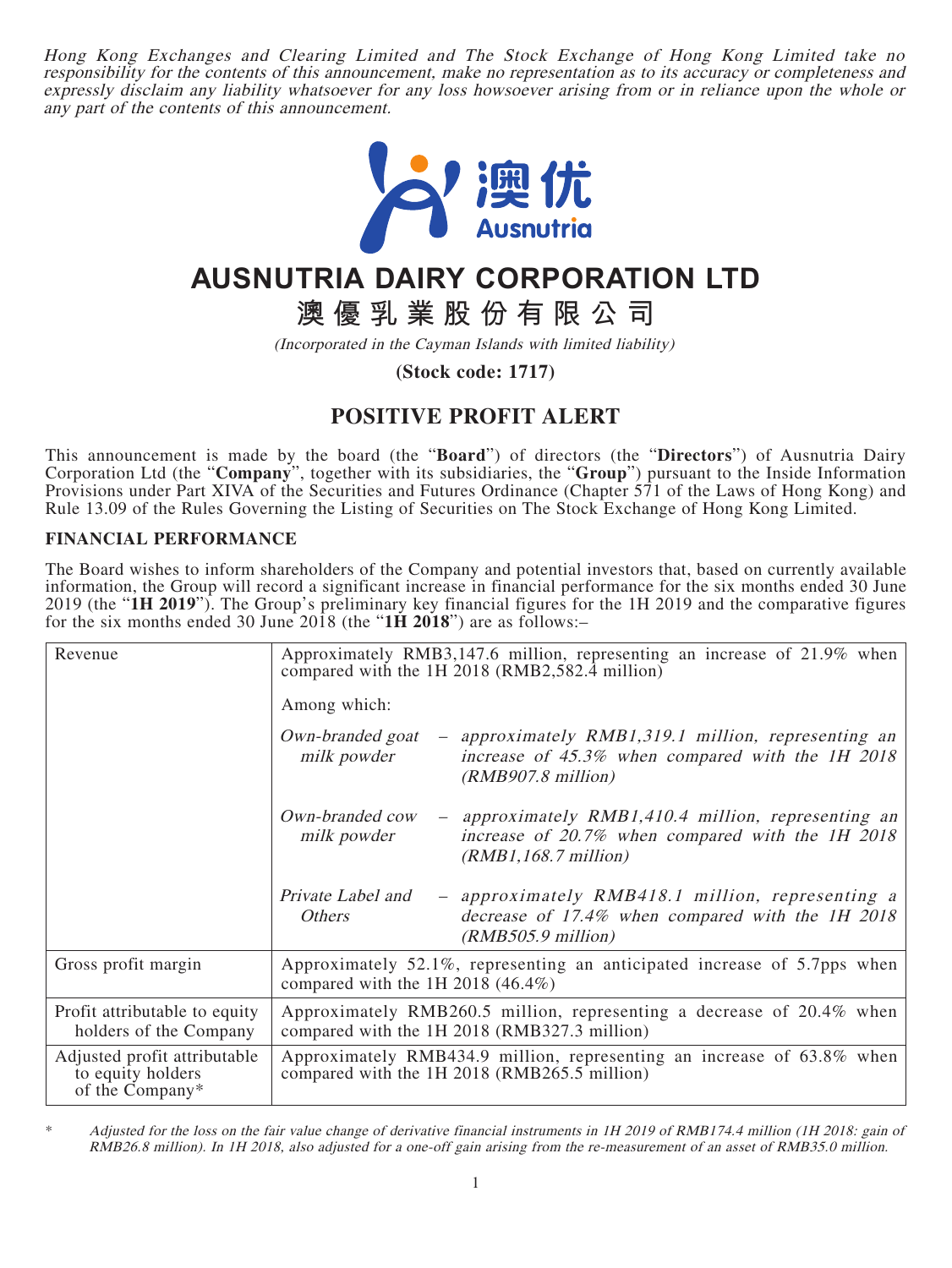*Hong Kong Exchanges and Clearing Limited and The Stock Exchange of Hong Kong Limited take no responsibility for the contents of this announcement, make no representation as to its accuracy or completeness and expressly disclaim any liability whatsoever for any loss howsoever arising from or in reliance upon the whole or any part of the contents of this announcement.*

# AUSNUTRIA DAIRY CORPORATION LTD

# 澳優乳業股份有限公司

*(Incorporated in the Cayman Islands with limited liability)*

**(Stock code: 1717)**

## POSITIVE PROFIT ALERT

This announcement is made by the board (the "**Board**") of directors (the "**Directors**") of Ausnutria Dairy Corporation Ltd (the "**Company**", together with its subsidiaries, the "**Group**") pursuant to the Inside Information Provisions under Part XIVA of the Securities and Futures Ordinance (Chapter 571 of the Laws of Hong Kong) and Rule 13.09 of the Rules Governing the Listing of Securities on The Stock Exchange of Hong Kong Limited.

### FINANCIAL PERFORMANCE

The Board wishes to inform shareholders of the Company and potential investors that, based on currently available information, the Group will record a significant increase in financial performance for the six months ended 30 June 2019 (the "**1H 2019**"). The Group's preliminary key financial figures for the 1H 2019 and the comparative figures for the six months ended 30 June 2018 (the "**1H 2018**") are as follows:–

| | | |
|---|---|---|
| Revenue | Approximately RMB3,147.6 million, representing an increase of 21.9% when compared with the 1H 2018 (RMB2,582.4 million) | |
| | Among which: | |
| | *Own-branded goat milk powder* | *– approximately RMB1,319.1 million, representing an increase of 45.3% when compared with the 1H 2018 (RMB907.8 million)* |
| | *Own-branded cow milk powder* | *– approximately RMB1,410.4 million, representing an increase of 20.7% when compared with the 1H 2018 (RMB1,168.7 million)* |
| | *Private Label and Others* | *– approximately RMB418.1 million, representing a decrease of 17.4% when compared with the 1H 2018 (RMB505.9 million)* |
| Gross profit margin | Approximately 52.1%, representing an anticipated increase of 5.7pps when compared with the 1H 2018 (46.4%) | |
| Profit attributable to equity holders of the Company | Approximately RMB260.5 million, representing a decrease of 20.4% when compared with the 1H 2018 (RMB327.3 million) | |
| Adjusted profit attributable to equity holders of the Company* | Approximately RMB434.9 million, representing an increase of 63.8% when compared with the 1H 2018 (RMB265.5 million) | |

\* *Adjusted for the loss on the fair value change of derivative financial instruments in 1H 2019 of RMB174.4 million (1H 2018: gain of RMB26.8 million). In 1H 2018, also adjusted for a one-off gain arising from the re-measurement of an asset of RMB35.0 million.*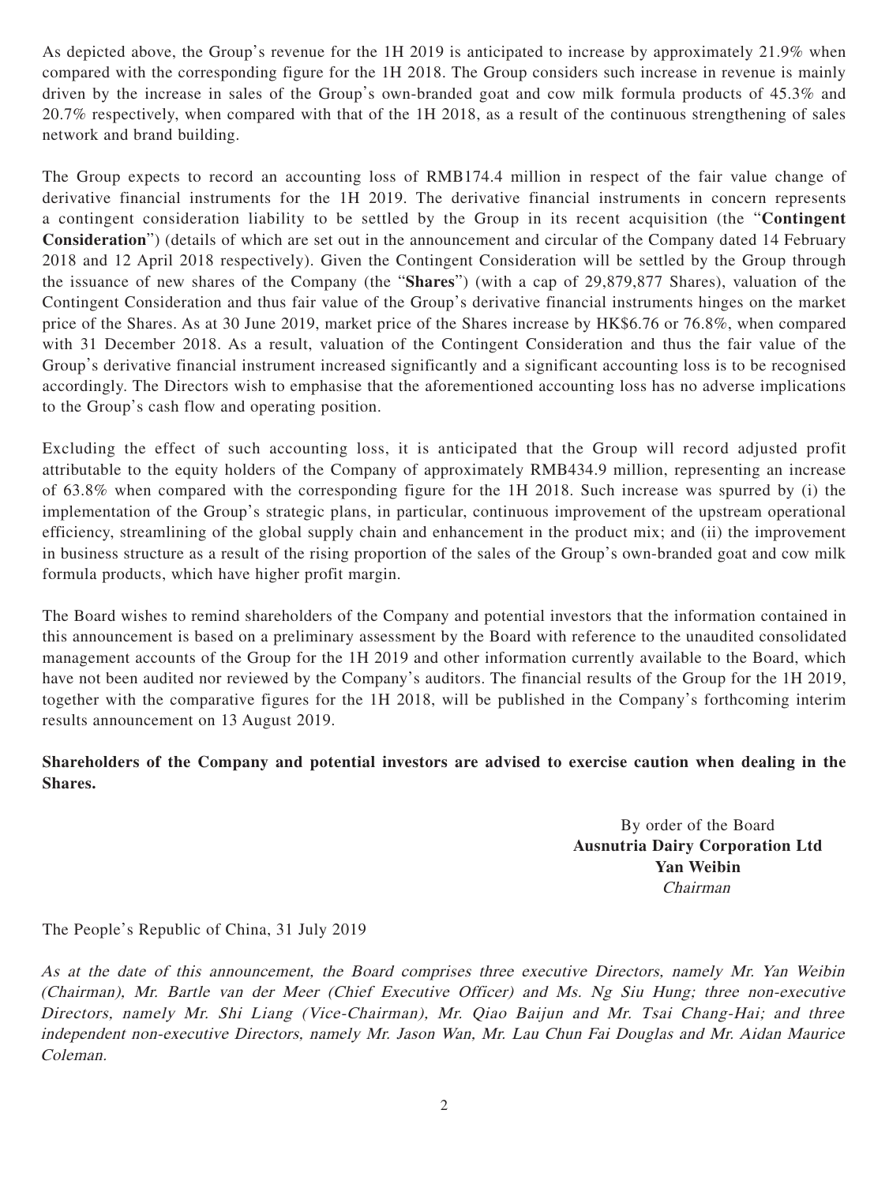As depicted above, the Group's revenue for the 1H 2019 is anticipated to increase by approximately 21.9% when compared with the corresponding figure for the 1H 2018. The Group considers such increase in revenue is mainly driven by the increase in sales of the Group's own-branded goat and cow milk formula products of 45.3% and 20.7% respectively, when compared with that of the 1H 2018, as a result of the continuous strengthening of sales network and brand building.

The Group expects to record an accounting loss of RMB174.4 million in respect of the fair value change of derivative financial instruments for the 1H 2019. The derivative financial instruments in concern represents a contingent consideration liability to be settled by the Group in its recent acquisition (the "**Contingent Consideration**") (details of which are set out in the announcement and circular of the Company dated 14 February 2018 and 12 April 2018 respectively). Given the Contingent Consideration will be settled by the Group through the issuance of new shares of the Company (the "**Shares**") (with a cap of 29,879,877 Shares), valuation of the Contingent Consideration and thus fair value of the Group's derivative financial instruments hinges on the market price of the Shares. As at 30 June 2019, market price of the Shares increase by HK$6.76 or 76.8%, when compared with 31 December 2018. As a result, valuation of the Contingent Consideration and thus the fair value of the Group's derivative financial instrument increased significantly and a significant accounting loss is to be recognised accordingly. The Directors wish to emphasise that the aforementioned accounting loss has no adverse implications to the Group's cash flow and operating position.

Excluding the effect of such accounting loss, it is anticipated that the Group will record adjusted profit attributable to the equity holders of the Company of approximately RMB434.9 million, representing an increase of 63.8% when compared with the corresponding figure for the 1H 2018. Such increase was spurred by (i) the implementation of the Group's strategic plans, in particular, continuous improvement of the upstream operational efficiency, streamlining of the global supply chain and enhancement in the product mix; and (ii) the improvement in business structure as a result of the rising proportion of the sales of the Group's own-branded goat and cow milk formula products, which have higher profit margin.

The Board wishes to remind shareholders of the Company and potential investors that the information contained in this announcement is based on a preliminary assessment by the Board with reference to the unaudited consolidated management accounts of the Group for the 1H 2019 and other information currently available to the Board, which have not been audited nor reviewed by the Company's auditors. The financial results of the Group for the 1H 2019, together with the comparative figures for the 1H 2018, will be published in the Company's forthcoming interim results announcement on 13 August 2019.

**Shareholders of the Company and potential investors are advised to exercise caution when dealing in the Shares.**

By order of the Board
**Ausnutria Dairy Corporation Ltd**
**Yan Weibin**
*Chairman*

The People's Republic of China, 31 July 2019

*As at the date of this announcement, the Board comprises three executive Directors, namely Mr. Yan Weibin (Chairman), Mr. Bartle van der Meer (Chief Executive Officer) and Ms. Ng Siu Hung; three non-executive Directors, namely Mr. Shi Liang (Vice-Chairman), Mr. Qiao Baijun and Mr. Tsai Chang-Hai; and three independent non-executive Directors, namely Mr. Jason Wan, Mr. Lau Chun Fai Douglas and Mr. Aidan Maurice Coleman.*